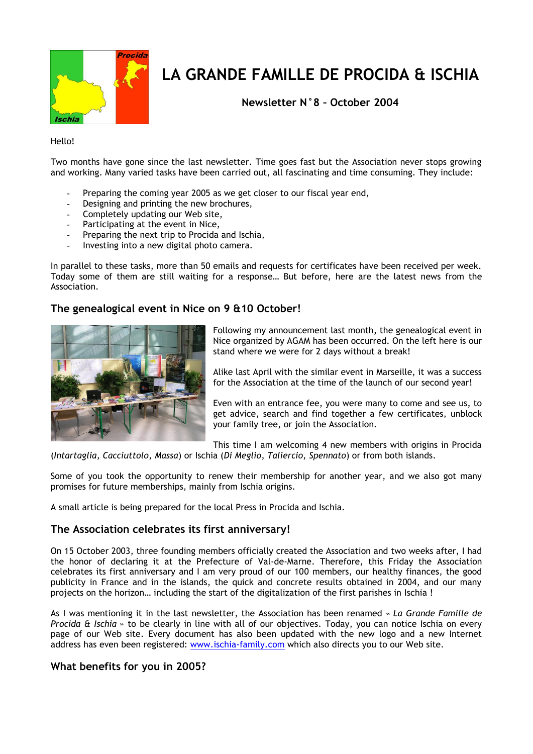# LA GRANDE FAMILLE DE PROCIDA & ISCHIA

**Newsletter N°8 – October 2004**

Hello!

Two months have gone since the last newsletter. Time goes fast but the Association never stops growing and working. Many varied tasks have been carried out, all fascinating and time consuming. They include:

- Preparing the coming year 2005 as we get closer to our fiscal year end,
- Designing and printing the new brochures,
- Completely updating our Web site,
- Participating at the event in Nice,
- Preparing the next trip to Procida and Ischia,
- Investing into a new digital photo camera.

In parallel to these tasks, more than 50 emails and requests for certificates have been received per week. Today some of them are still waiting for a response… But before, here are the latest news from the Association.

## The genealogical event in Nice on 9 &10 October!

Following my announcement last month, the genealogical event in Nice organized by AGAM has been occurred. On the left here is our stand where we were for 2 days without a break!

Alike last April with the similar event in Marseille, it was a success for the Association at the time of the launch of our second year!

Even with an entrance fee, you were many to come and see us, to get advice, search and find together a few certificates, unblock your family tree, or join the Association.

This time I am welcoming 4 new members with origins in Procida (*Intartaglia*, *Cacciuttolo*, *Massa*) or Ischia (*Di Meglio*, *Taliercio*, *Spennato*) or from both islands.

Some of you took the opportunity to renew their membership for another year, and we also got many promises for future memberships, mainly from Ischia origins.

A small article is being prepared for the local Press in Procida and Ischia.

## The Association celebrates its first anniversary!

On 15 October 2003, three founding members officially created the Association and two weeks after, I had the honor of declaring it at the Prefecture of Val-de-Marne. Therefore, this Friday the Association celebrates its first anniversary and I am very proud of our 100 members, our healthy finances, the good publicity in France and in the islands, the quick and concrete results obtained in 2004, and our many projects on the horizon… including the start of the digitalization of the first parishes in Ischia !

As I was mentioning it in the last newsletter, the Association has been renamed « *La Grande Famille de Procida & Ischia* » to be clearly in line with all of our objectives. Today, you can notice Ischia on every page of our Web site. Every document has also been updated with the new logo and a new Internet address has even been registered: [www.ischia-family.com](http://www.ischia-family.com) which also directs you to our Web site.

## What benefits for you in 2005?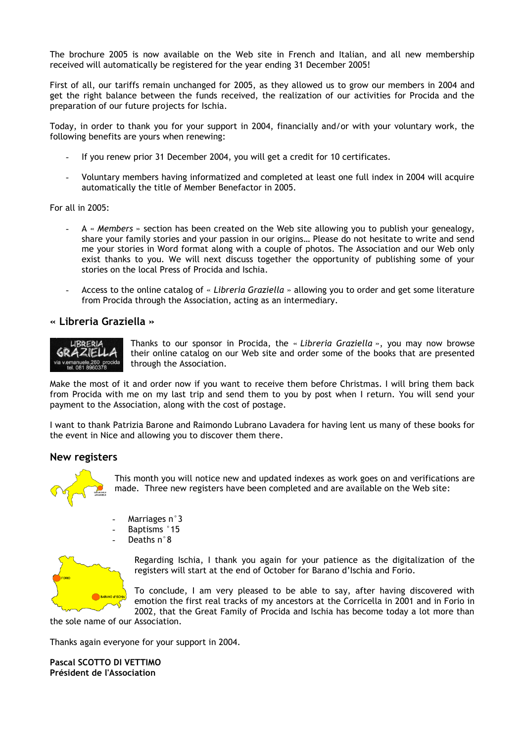The brochure 2005 is now available on the Web site in French and Italian, and all new membership received will automatically be registered for the year ending 31 December 2005!

First of all, our tariffs remain unchanged for 2005, as they allowed us to grow our members in 2004 and get the right balance between the funds received, the realization of our activities for Procida and the preparation of our future projects for Ischia.

Today, in order to thank you for your support in 2004, financially and/or with your voluntary work, the following benefits are yours when renewing:

- If you renew prior 31 December 2004, you will get a credit for 10 certificates.
- Voluntary members having informatized and completed at least one full index in 2004 will acquire automatically the title of Member Benefactor in 2005.

For all in 2005:

- A « *Members* » section has been created on the Web site allowing you to publish your genealogy, share your family stories and your passion in our origins… Please do not hesitate to write and send me your stories in Word format along with a couple of photos. The Association and our Web only exist thanks to you. We will next discuss together the opportunity of publishing some of your stories on the local Press of Procida and Ischia.
- Access to the online catalog of « *Libreria Graziella* » allowing you to order and get some literature from Procida through the Association, acting as an intermediary.

## « Libreria Graziella »

LIBRERIA GRAZIELLA
via v.emanuele,260 procida
tel. 081 8960378

Thanks to our sponsor in Procida, the « *Libreria Graziella* », you may now browse their online catalog on our Web site and order some of the books that are presented through the Association.

Make the most of it and order now if you want to receive them before Christmas. I will bring them back from Procida with me on my last trip and send them to you by post when I return. You will send your payment to the Association, along with the cost of postage.

I want to thank Patrizia Barone and Raimondo Lubrano Lavadera for having lent us many of these books for the event in Nice and allowing you to discover them there.

## New registers

This month you will notice new and updated indexes as work goes on and verifications are made. Three new registers have been completed and are available on the Web site:

- Marriages n°3
- Baptisms °15
- Deaths n°8

Regarding Ischia, I thank you again for your patience as the digitalization of the registers will start at the end of October for Barano d'Ischia and Forio.

To conclude, I am very pleased to be able to say, after having discovered with emotion the first real tracks of my ancestors at the Corricella in 2001 and in Forio in 2002, that the Great Family of Procida and Ischia has become today a lot more than the sole name of our Association.

Thanks again everyone for your support in 2004.

**Pascal SCOTTO DI VETTIMO**
**Président de l'Association**